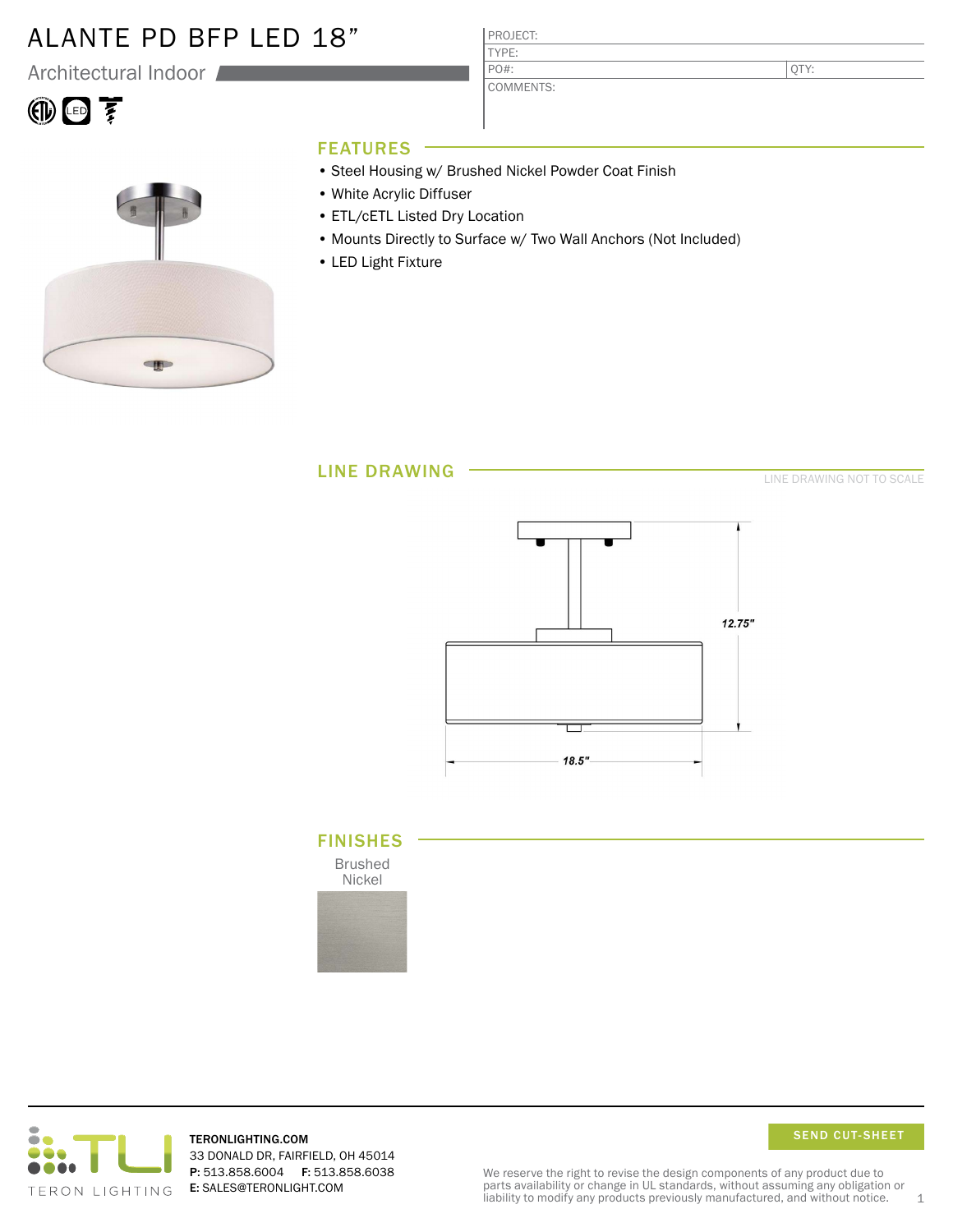# ALANTE PD BFP LED 18"

Architectural Indoor

| PROJECT: | |
|---|---|
| TYPE: | |
| PO#: | QTY: |
| COMMENTS: | |

## FEATURES

- Steel Housing w/ Brushed Nickel Powder Coat Finish
- White Acrylic Diffuser
- ETL/cETL Listed Dry Location
- Mounts Directly to Surface w/ Two Wall Anchors (Not Included)
- LED Light Fixture

## LINE DRAWING

LINE DRAWING NOT TO SCALE

12.75"

18.5"

## FINISHES

Brushed Nickel

TERONLIGHTING.COM
33 DONALD DR, FAIRFIELD, OH 45014
**P:** 513.858.6004 **F:** 513.858.6038
**E:** SALES@TERONLIGHT.COM

SEND CUT-SHEET

We reserve the right to revise the design components of any product due to parts availability or change in UL standards, without assuming any obligation or liability to modify any products previously manufactured, and without notice.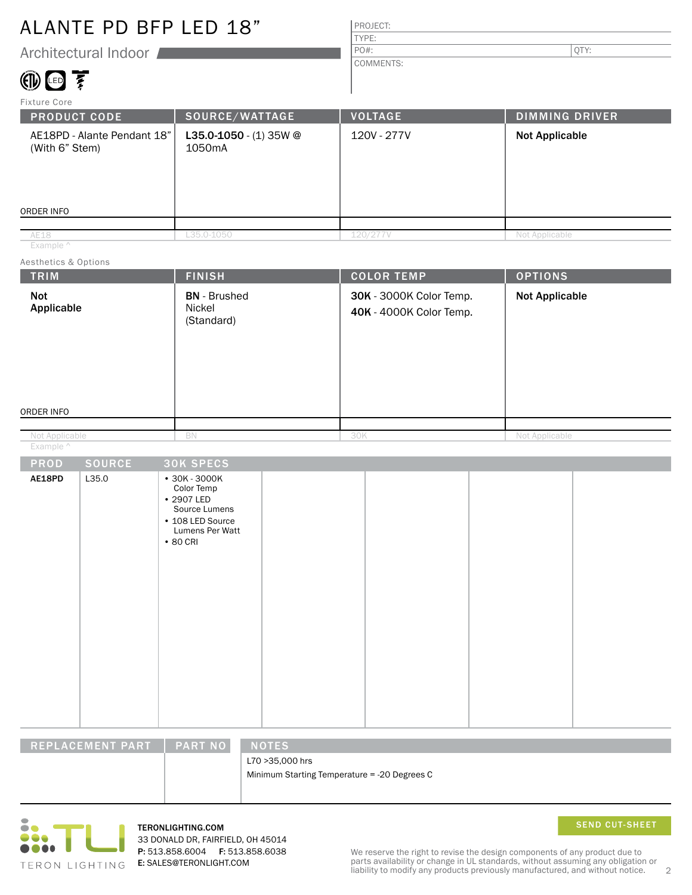# ALANTE PD BFP LED 18"

## Architectural Indoor

| PROJECT: | |
|---|---|
| TYPE: | |
| PO#: | QTY: |
| COMMENTS: | |

Fixture Core

| PRODUCT CODE | SOURCE/WATTAGE | VOLTAGE | DIMMING DRIVER |
|---|---|---|---|
| AE18PD - Alante Pendant 18" (With 6" Stem) | **L35.0-1050** - (1) 35W @ 1050mA | 120V - 277V | **Not Applicable** |

ORDER INFO

| | | | |
|---|---|---|---|
| AE18 | L35.0-1050 | 120/277V | Not Applicable |

Example ^

Aesthetics & Options

| TRIM | FINISH | COLOR TEMP | OPTIONS |
|---|---|---|---|
| **Not Applicable** | **BN** - Brushed Nickel (Standard) | **30K** - 3000K Color Temp.<br>**40K** - 4000K Color Temp. | **Not Applicable** |

ORDER INFO

| | | | |
|---|---|---|---|
| Not Applicable | BN | 30K | Not Applicable |

Example ^

| PROD | SOURCE | 30K SPECS |
|---|---|---|
| **AE18PD** | L35.0 | • 30K - 3000K Color Temp<br>• 2907 LED Source Lumens<br>• 108 LED Source Lumens Per Watt<br>• 80 CRI |

| REPLACEMENT PART | PART NO | NOTES |
|---|---|---|
| | | L70 >35,000 hrs<br>Minimum Starting Temperature = -20 Degrees C |

TERON LIGHTING

**TERONLIGHTING.COM**
33 DONALD DR, FAIRFIELD, OH 45014
**P:** 513.858.6004 **F:** 513.858.6038
**E:** SALES@TERONLIGHT.COM

SEND CUT-SHEET

We reserve the right to revise the design components of any product due to parts availability or change in UL standards, without assuming any obligation or liability to modify any products previously manufactured, and without notice.